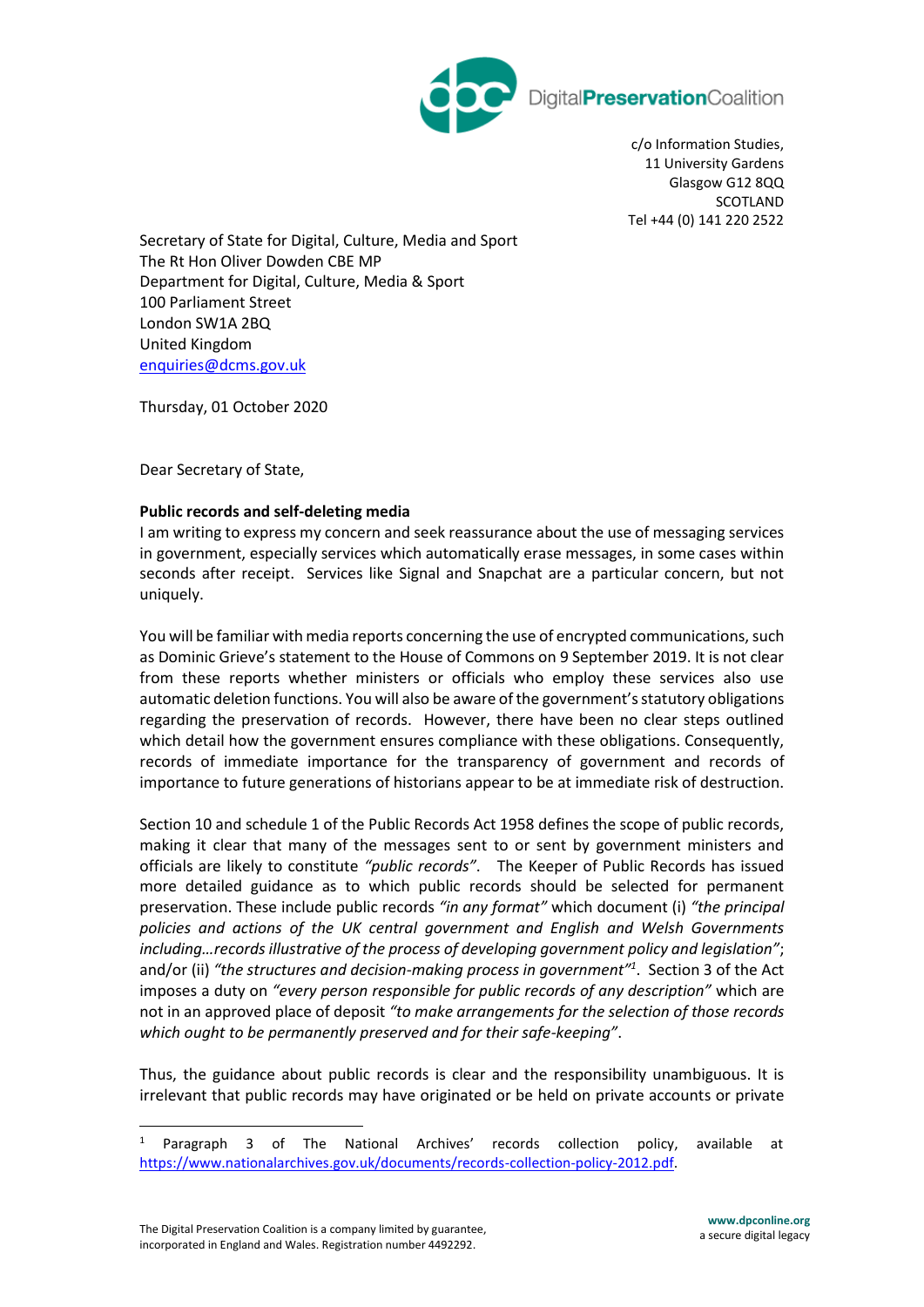DigitalPreservationCoalition

c/o Information Studies,
11 University Gardens
Glasgow G12 8QQ
SCOTLAND
Tel +44 (0) 141 220 2522

Secretary of State for Digital, Culture, Media and Sport
The Rt Hon Oliver Dowden CBE MP
Department for Digital, Culture, Media & Sport
100 Parliament Street
London SW1A 2BQ
United Kingdom
enquiries@dcms.gov.uk

Thursday, 01 October 2020

Dear Secretary of State,

**Public records and self-deleting media**
I am writing to express my concern and seek reassurance about the use of messaging services in government, especially services which automatically erase messages, in some cases within seconds after receipt. Services like Signal and Snapchat are a particular concern, but not uniquely.

You will be familiar with media reports concerning the use of encrypted communications, such as Dominic Grieve's statement to the House of Commons on 9 September 2019. It is not clear from these reports whether ministers or officials who employ these services also use automatic deletion functions. You will also be aware of the government's statutory obligations regarding the preservation of records. However, there have been no clear steps outlined which detail how the government ensures compliance with these obligations. Consequently, records of immediate importance for the transparency of government and records of importance to future generations of historians appear to be at immediate risk of destruction.

Section 10 and schedule 1 of the Public Records Act 1958 defines the scope of public records, making it clear that many of the messages sent to or sent by government ministers and officials are likely to constitute *"public records"*. The Keeper of Public Records has issued more detailed guidance as to which public records should be selected for permanent preservation. These include public records *"in any format"* which document (i) *"the principal policies and actions of the UK central government and English and Welsh Governments including…records illustrative of the process of developing government policy and legislation"*; and/or (ii) *"the structures and decision-making process in government"*[1]. Section 3 of the Act imposes a duty on *"every person responsible for public records of any description"* which are not in an approved place of deposit *"to make arrangements for the selection of those records which ought to be permanently preserved and for their safe-keeping"*.

Thus, the guidance about public records is clear and the responsibility unambiguous. It is irrelevant that public records may have originated or be held on private accounts or private

[1] Paragraph 3 of The National Archives' records collection policy, available at https://www.nationalarchives.gov.uk/documents/records-collection-policy-2012.pdf.

The Digital Preservation Coalition is a company limited by guarantee, incorporated in England and Wales. Registration number 4492292.

www.dpconline.org
a secure digital legacy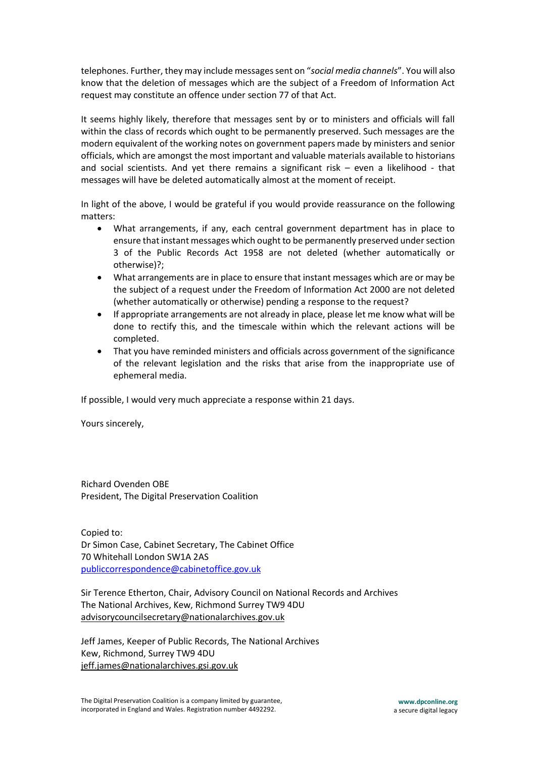telephones. Further, they may include messages sent on "*social media channels*". You will also know that the deletion of messages which are the subject of a Freedom of Information Act request may constitute an offence under section 77 of that Act.

It seems highly likely, therefore that messages sent by or to ministers and officials will fall within the class of records which ought to be permanently preserved. Such messages are the modern equivalent of the working notes on government papers made by ministers and senior officials, which are amongst the most important and valuable materials available to historians and social scientists. And yet there remains a significant risk – even a likelihood - that messages will have be deleted automatically almost at the moment of receipt.

In light of the above, I would be grateful if you would provide reassurance on the following matters:

- What arrangements, if any, each central government department has in place to ensure that instant messages which ought to be permanently preserved under section 3 of the Public Records Act 1958 are not deleted (whether automatically or otherwise)?;
- What arrangements are in place to ensure that instant messages which are or may be the subject of a request under the Freedom of Information Act 2000 are not deleted (whether automatically or otherwise) pending a response to the request?
- If appropriate arrangements are not already in place, please let me know what will be done to rectify this, and the timescale within which the relevant actions will be completed.
- That you have reminded ministers and officials across government of the significance of the relevant legislation and the risks that arise from the inappropriate use of ephemeral media.

If possible, I would very much appreciate a response within 21 days.

Yours sincerely,

Richard Ovenden OBE
President, The Digital Preservation Coalition

Copied to:
Dr Simon Case, Cabinet Secretary, The Cabinet Office
70 Whitehall London SW1A 2AS
publiccorrespondence@cabinetoffice.gov.uk

Sir Terence Etherton, Chair, Advisory Council on National Records and Archives
The National Archives, Kew, Richmond Surrey TW9 4DU
advisorycouncilsecretary@nationalarchives.gov.uk

Jeff James, Keeper of Public Records, The National Archives
Kew, Richmond, Surrey TW9 4DU
jeff.james@nationalarchives.gsi.gov.uk

The Digital Preservation Coalition is a company limited by guarantee, incorporated in England and Wales. Registration number 4492292.

**www.dpconline.org**
a secure digital legacy